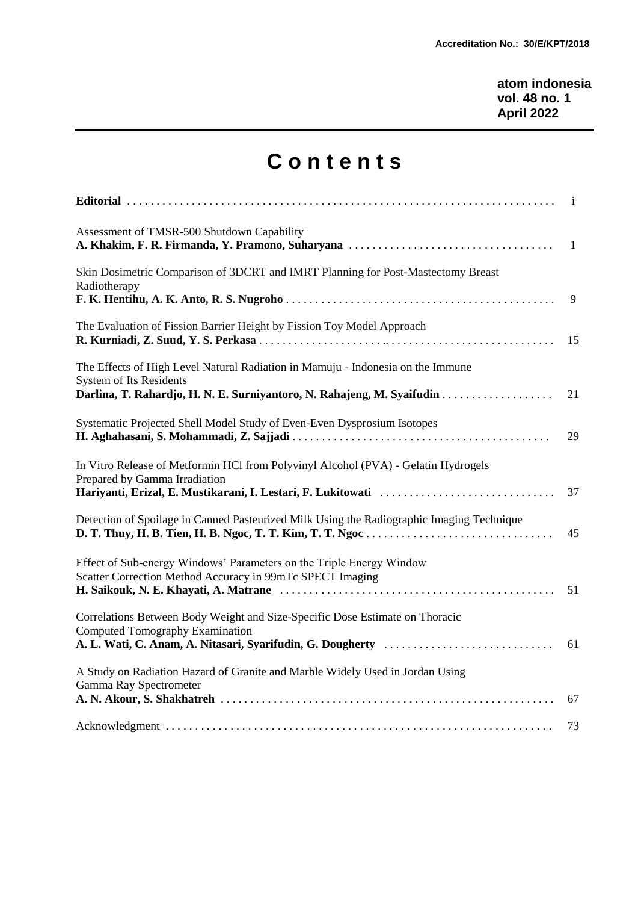Accreditation No.: 30/E/KPT/2018

**atom indonesia**
**vol. 48 no. 1**
**April 2022**

# C o n t e n t s

| | |
|---|---|
| **Editorial** | i |
| Assessment of TMSR-500 Shutdown Capability<br>**A. Khakim, F. R. Firmanda, Y. Pramono, Suharyana** | 1 |
| Skin Dosimetric Comparison of 3DCRT and IMRT Planning for Post-Mastectomy Breast Radiotherapy<br>**F. K. Hentihu, A. K. Anto, R. S. Nugroho** | 9 |
| The Evaluation of Fission Barrier Height by Fission Toy Model Approach<br>**R. Kurniadi, Z. Suud, Y. S. Perkasa** | 15 |
| The Effects of High Level Natural Radiation in Mamuju - Indonesia on the Immune System of Its Residents<br>**Darlina, T. Rahardjo, H. N. E. Surniyantoro, N. Rahajeng, M. Syaifudin** | 21 |
| Systematic Projected Shell Model Study of Even-Even Dysprosium Isotopes<br>**H. Aghahasani, S. Mohammadi, Z. Sajjadi** | 29 |
| In Vitro Release of Metformin HCl from Polyvinyl Alcohol (PVA) - Gelatin Hydrogels Prepared by Gamma Irradiation<br>**Hariyanti, Erizal, E. Mustikarani, I. Lestari, F. Lukitowati** | 37 |
| Detection of Spoilage in Canned Pasteurized Milk Using the Radiographic Imaging Technique<br>**D. T. Thuy, H. B. Tien, H. B. Ngoc, T. T. Kim, T. T. Ngoc** | 45 |
| Effect of Sub-energy Windows' Parameters on the Triple Energy Window Scatter Correction Method Accuracy in 99mTc SPECT Imaging<br>**H. Saikouk, N. E. Khayati, A. Matrane** | 51 |
| Correlations Between Body Weight and Size-Specific Dose Estimate on Thoracic Computed Tomography Examination<br>**A. L. Wati, C. Anam, A. Nitasari, Syarifudin, G. Dougherty** | 61 |
| A Study on Radiation Hazard of Granite and Marble Widely Used in Jordan Using Gamma Ray Spectrometer<br>**A. N. Akour, S. Shakhatreh** | 67 |
| Acknowledgment | 73 |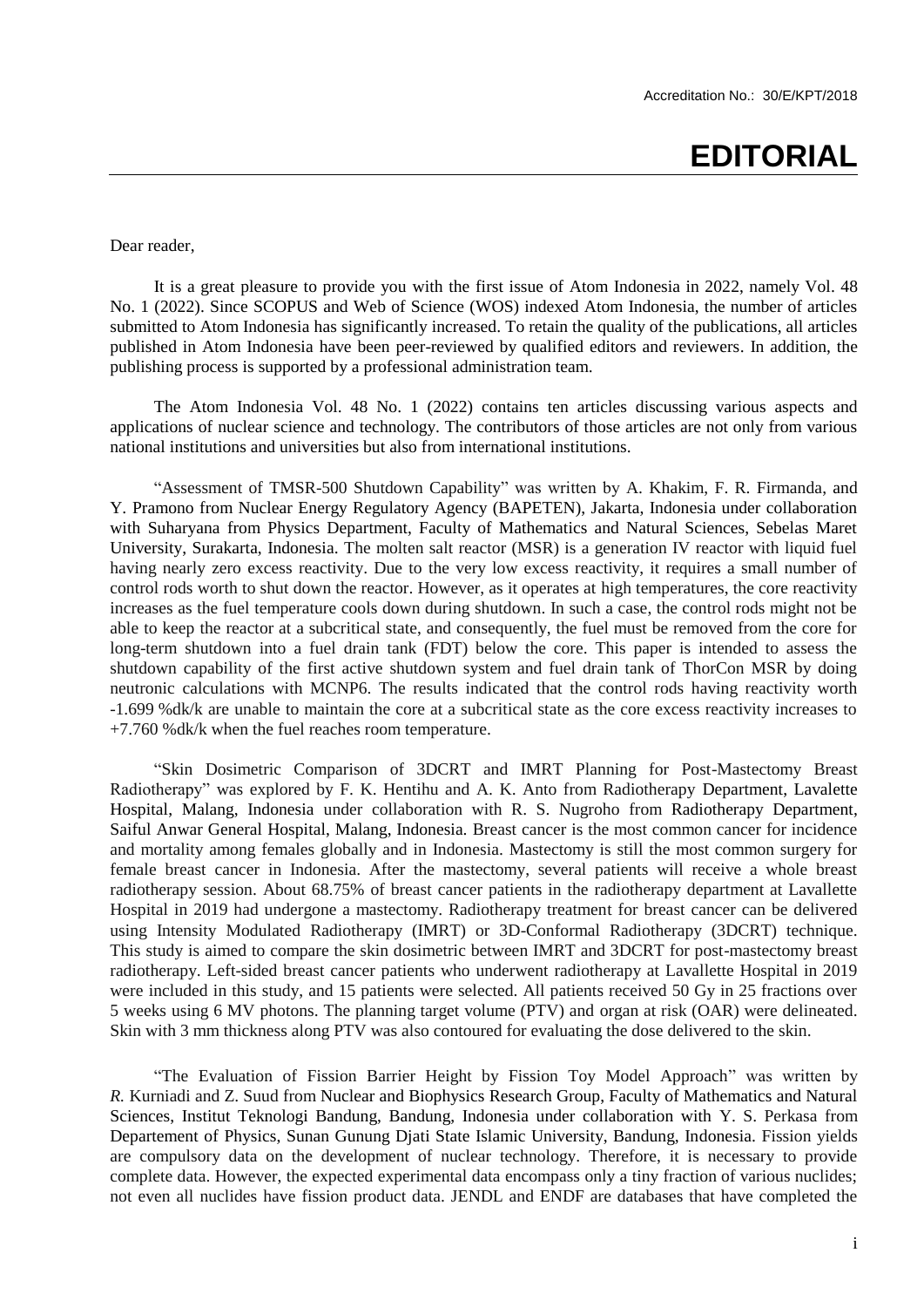Accreditation No.: 30/E/KPT/2018

# EDITORIAL

Dear reader,

It is a great pleasure to provide you with the first issue of Atom Indonesia in 2022, namely Vol. 48 No. 1 (2022). Since SCOPUS and Web of Science (WOS) indexed Atom Indonesia, the number of articles submitted to Atom Indonesia has significantly increased. To retain the quality of the publications, all articles published in Atom Indonesia have been peer-reviewed by qualified editors and reviewers. In addition, the publishing process is supported by a professional administration team.

The Atom Indonesia Vol. 48 No. 1 (2022) contains ten articles discussing various aspects and applications of nuclear science and technology. The contributors of those articles are not only from various national institutions and universities but also from international institutions.

"Assessment of TMSR-500 Shutdown Capability" was written by A. Khakim, F. R. Firmanda, and Y. Pramono from Nuclear Energy Regulatory Agency (BAPETEN), Jakarta, Indonesia under collaboration with Suharyana from Physics Department, Faculty of Mathematics and Natural Sciences, Sebelas Maret University, Surakarta, Indonesia. The molten salt reactor (MSR) is a generation IV reactor with liquid fuel having nearly zero excess reactivity. Due to the very low excess reactivity, it requires a small number of control rods worth to shut down the reactor. However, as it operates at high temperatures, the core reactivity increases as the fuel temperature cools down during shutdown. In such a case, the control rods might not be able to keep the reactor at a subcritical state, and consequently, the fuel must be removed from the core for long-term shutdown into a fuel drain tank (FDT) below the core. This paper is intended to assess the shutdown capability of the first active shutdown system and fuel drain tank of ThorCon MSR by doing neutronic calculations with MCNP6. The results indicated that the control rods having reactivity worth -1.699 %dk/k are unable to maintain the core at a subcritical state as the core excess reactivity increases to +7.760 %dk/k when the fuel reaches room temperature.

"Skin Dosimetric Comparison of 3DCRT and IMRT Planning for Post-Mastectomy Breast Radiotherapy" was explored by F. K. Hentihu and A. K. Anto from Radiotherapy Department, Lavalette Hospital, Malang, Indonesia under collaboration with R. S. Nugroho from Radiotherapy Department, Saiful Anwar General Hospital, Malang, Indonesia. Breast cancer is the most common cancer for incidence and mortality among females globally and in Indonesia. Mastectomy is still the most common surgery for female breast cancer in Indonesia. After the mastectomy, several patients will receive a whole breast radiotherapy session. About 68.75% of breast cancer patients in the radiotherapy department at Lavallette Hospital in 2019 had undergone a mastectomy. Radiotherapy treatment for breast cancer can be delivered using Intensity Modulated Radiotherapy (IMRT) or 3D-Conformal Radiotherapy (3DCRT) technique. This study is aimed to compare the skin dosimetric between IMRT and 3DCRT for post-mastectomy breast radiotherapy. Left-sided breast cancer patients who underwent radiotherapy at Lavallette Hospital in 2019 were included in this study, and 15 patients were selected. All patients received 50 Gy in 25 fractions over 5 weeks using 6 MV photons. The planning target volume (PTV) and organ at risk (OAR) were delineated. Skin with 3 mm thickness along PTV was also contoured for evaluating the dose delivered to the skin.

"The Evaluation of Fission Barrier Height by Fission Toy Model Approach" was written by *R.* Kurniadi and Z. Suud from Nuclear and Biophysics Research Group, Faculty of Mathematics and Natural Sciences, Institut Teknologi Bandung, Bandung, Indonesia under collaboration with Y. S. Perkasa from Departement of Physics, Sunan Gunung Djati State Islamic University, Bandung, Indonesia. Fission yields are compulsory data on the development of nuclear technology. Therefore, it is necessary to provide complete data. However, the expected experimental data encompass only a tiny fraction of various nuclides; not even all nuclides have fission product data. JENDL and ENDF are databases that have completed the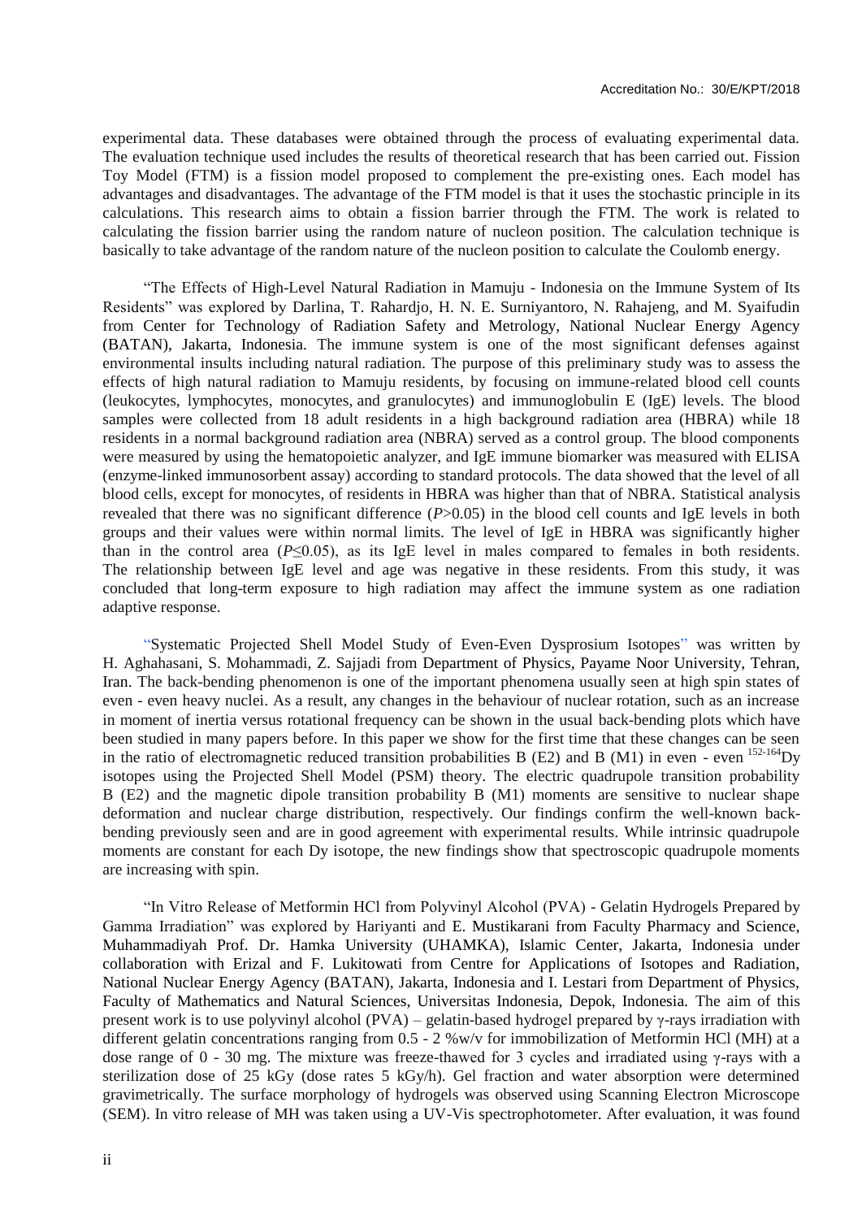experimental data. These databases were obtained through the process of evaluating experimental data. The evaluation technique used includes the results of theoretical research that has been carried out. Fission Toy Model (FTM) is a fission model proposed to complement the pre-existing ones. Each model has advantages and disadvantages. The advantage of the FTM model is that it uses the stochastic principle in its calculations. This research aims to obtain a fission barrier through the FTM. The work is related to calculating the fission barrier using the random nature of nucleon position. The calculation technique is basically to take advantage of the random nature of the nucleon position to calculate the Coulomb energy.

"The Effects of High-Level Natural Radiation in Mamuju - Indonesia on the Immune System of Its Residents" was explored by Darlina, T. Rahardjo, H. N. E. Surniyantoro, N. Rahajeng, and M. Syaifudin from Center for Technology of Radiation Safety and Metrology, National Nuclear Energy Agency (BATAN), Jakarta, Indonesia. The immune system is one of the most significant defenses against environmental insults including natural radiation. The purpose of this preliminary study was to assess the effects of high natural radiation to Mamuju residents, by focusing on immune-related blood cell counts (leukocytes, lymphocytes, monocytes, and granulocytes) and immunoglobulin E (IgE) levels. The blood samples were collected from 18 adult residents in a high background radiation area (HBRA) while 18 residents in a normal background radiation area (NBRA) served as a control group. The blood components were measured by using the hematopoietic analyzer, and IgE immune biomarker was measured with ELISA (enzyme-linked immunosorbent assay) according to standard protocols. The data showed that the level of all blood cells, except for monocytes, of residents in HBRA was higher than that of NBRA. Statistical analysis revealed that there was no significant difference ($P>0.05$) in the blood cell counts and IgE levels in both groups and their values were within normal limits. The level of IgE in HBRA was significantly higher than in the control area ($P\leq 0.05$), as its IgE level in males compared to females in both residents. The relationship between IgE level and age was negative in these residents. From this study, it was concluded that long-term exposure to high radiation may affect the immune system as one radiation adaptive response.

"Systematic Projected Shell Model Study of Even-Even Dysprosium Isotopes" was written by H. Aghahasani, S. Mohammadi, Z. Sajjadi from Department of Physics, Payame Noor University, Tehran, Iran. The back-bending phenomenon is one of the important phenomena usually seen at high spin states of even - even heavy nuclei. As a result, any changes in the behaviour of nuclear rotation, such as an increase in moment of inertia versus rotational frequency can be shown in the usual back-bending plots which have been studied in many papers before. In this paper we show for the first time that these changes can be seen in the ratio of electromagnetic reduced transition probabilities B (E2) and B (M1) in even - even $^{152\text{-}164}$Dy isotopes using the Projected Shell Model (PSM) theory. The electric quadrupole transition probability B (E2) and the magnetic dipole transition probability B (M1) moments are sensitive to nuclear shape deformation and nuclear charge distribution, respectively. Our findings confirm the well-known back-bending previously seen and are in good agreement with experimental results. While intrinsic quadrupole moments are constant for each Dy isotope, the new findings show that spectroscopic quadrupole moments are increasing with spin.

"In Vitro Release of Metformin HCl from Polyvinyl Alcohol (PVA) - Gelatin Hydrogels Prepared by Gamma Irradiation" was explored by Hariyanti and E. Mustikarani from Faculty Pharmacy and Science, Muhammadiyah Prof. Dr. Hamka University (UHAMKA), Islamic Center, Jakarta, Indonesia under collaboration with Erizal and F. Lukitowati from Centre for Applications of Isotopes and Radiation, National Nuclear Energy Agency (BATAN), Jakarta, Indonesia and I. Lestari from Department of Physics, Faculty of Mathematics and Natural Sciences, Universitas Indonesia, Depok, Indonesia. The aim of this present work is to use polyvinyl alcohol (PVA) – gelatin-based hydrogel prepared by γ-rays irradiation with different gelatin concentrations ranging from 0.5 - 2 %w/v for immobilization of Metformin HCl (MH) at a dose range of 0 - 30 mg. The mixture was freeze-thawed for 3 cycles and irradiated using γ-rays with a sterilization dose of 25 kGy (dose rates 5 kGy/h). Gel fraction and water absorption were determined gravimetrically. The surface morphology of hydrogels was observed using Scanning Electron Microscope (SEM). In vitro release of MH was taken using a UV-Vis spectrophotometer. After evaluation, it was found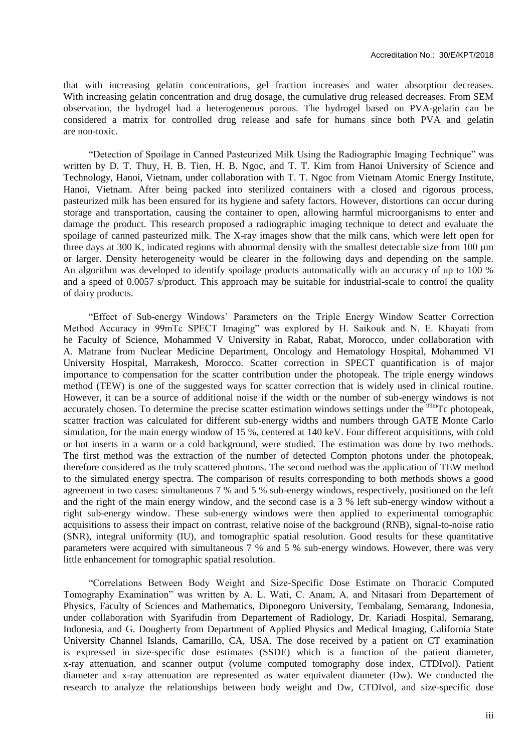that with increasing gelatin concentrations, gel fraction increases and water absorption decreases. With increasing gelatin concentration and drug dosage, the cumulative drug released decreases. From SEM observation, the hydrogel had a heterogeneous porous. The hydrogel based on PVA-gelatin can be considered a matrix for controlled drug release and safe for humans since both PVA and gelatin are non-toxic.

"Detection of Spoilage in Canned Pasteurized Milk Using the Radiographic Imaging Technique" was written by D. T. Thuy, H. B. Tien, H. B. Ngoc, and T. T. Kim from Hanoi University of Science and Technology, Hanoi, Vietnam, under collaboration with T. T. Ngoc from Vietnam Atomic Energy Institute, Hanoi, Vietnam. After being packed into sterilized containers with a closed and rigorous process, pasteurized milk has been ensured for its hygiene and safety factors. However, distortions can occur during storage and transportation, causing the container to open, allowing harmful microorganisms to enter and damage the product. This research proposed a radiographic imaging technique to detect and evaluate the spoilage of canned pasteurized milk. The X-ray images show that the milk cans, which were left open for three days at 300 K, indicated regions with abnormal density with the smallest detectable size from 100 µm or larger. Density heterogeneity would be clearer in the following days and depending on the sample. An algorithm was developed to identify spoilage products automatically with an accuracy of up to 100 % and a speed of 0.0057 s/product. This approach may be suitable for industrial-scale to control the quality of dairy products.

"Effect of Sub-energy Windows' Parameters on the Triple Energy Window Scatter Correction Method Accuracy in 99mTc SPECT Imaging" was explored by H. Saikouk and N. E. Khayati from he Faculty of Science, Mohammed V University in Rabat, Rabat, Morocco, under collaboration with A. Matrane from Nuclear Medicine Department, Oncology and Hematology Hospital, Mohammed VI University Hospital, Marrakesh, Morocco. Scatter correction in SPECT quantification is of major importance to compensation for the scatter contribution under the photopeak. The triple energy windows method (TEW) is one of the suggested ways for scatter correction that is widely used in clinical routine. However, it can be a source of additional noise if the width or the number of sub-energy windows is not accurately chosen. To determine the precise scatter estimation windows settings under the $^{99m}$Tc photopeak, scatter fraction was calculated for different sub-energy widths and numbers through GATE Monte Carlo simulation, for the main energy window of 15 %, centered at 140 keV. Four different acquisitions, with cold or hot inserts in a warm or a cold background, were studied. The estimation was done by two methods. The first method was the extraction of the number of detected Compton photons under the photopeak, therefore considered as the truly scattered photons. The second method was the application of TEW method to the simulated energy spectra. The comparison of results corresponding to both methods shows a good agreement in two cases: simultaneous 7 % and 5 % sub-energy windows, respectively, positioned on the left and the right of the main energy window, and the second case is a 3 % left sub-energy window without a right sub-energy window. These sub-energy windows were then applied to experimental tomographic acquisitions to assess their impact on contrast, relative noise of the background (RNB), signal-to-noise ratio (SNR), integral uniformity (IU), and tomographic spatial resolution. Good results for these quantitative parameters were acquired with simultaneous 7 % and 5 % sub-energy windows. However, there was very little enhancement for tomographic spatial resolution.

"Correlations Between Body Weight and Size-Specific Dose Estimate on Thoracic Computed Tomography Examination" was written by A. L. Wati, C. Anam, A. and Nitasari from Departement of Physics, Faculty of Sciences and Mathematics, Diponegoro University, Tembalang, Semarang, Indonesia, under collaboration with Syarifudin from Departement of Radiology, Dr. Kariadi Hospital, Semarang, Indonesia, and G. Dougherty from Department of Applied Physics and Medical Imaging, California State University Channel Islands, Camarillo, CA, USA. The dose received by a patient on CT examination is expressed in size-specific dose estimates (SSDE) which is a function of the patient diameter, x-ray attenuation, and scanner output (volume computed tomography dose index, CTDIvol). Patient diameter and x-ray attenuation are represented as water equivalent diameter (Dw). We conducted the research to analyze the relationships between body weight and Dw, CTDIvol, and size-specific dose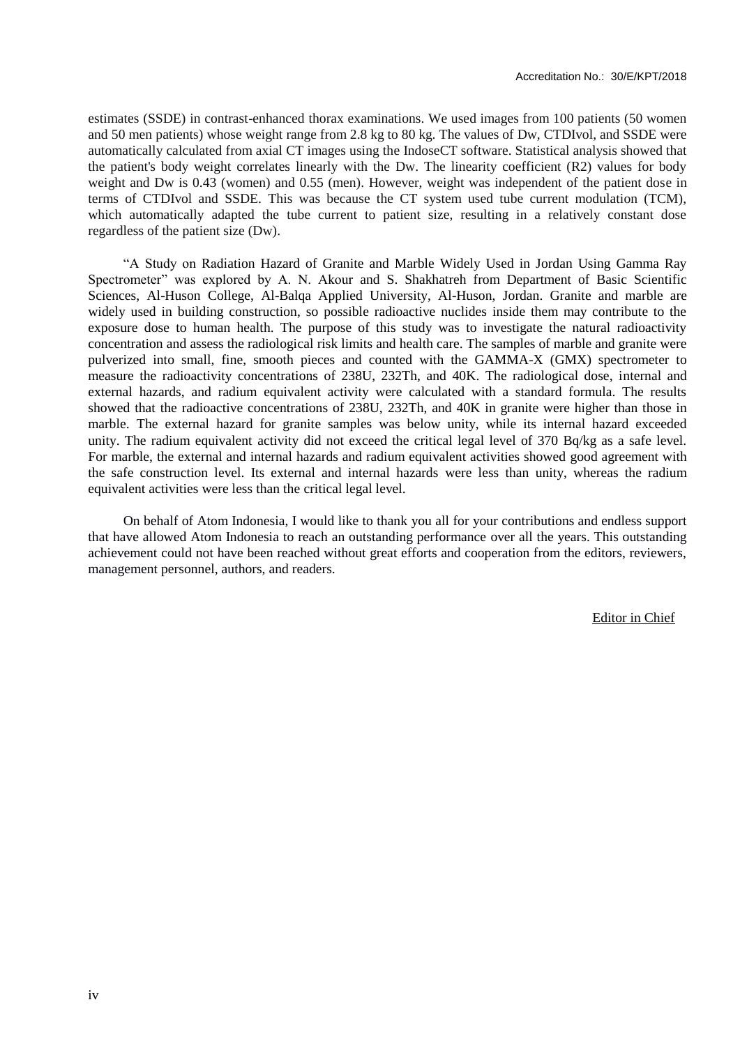estimates (SSDE) in contrast-enhanced thorax examinations. We used images from 100 patients (50 women and 50 men patients) whose weight range from 2.8 kg to 80 kg. The values of Dw, CTDIvol, and SSDE were automatically calculated from axial CT images using the IndoseCT software. Statistical analysis showed that the patient's body weight correlates linearly with the Dw. The linearity coefficient (R2) values for body weight and Dw is 0.43 (women) and 0.55 (men). However, weight was independent of the patient dose in terms of CTDIvol and SSDE. This was because the CT system used tube current modulation (TCM), which automatically adapted the tube current to patient size, resulting in a relatively constant dose regardless of the patient size (Dw).

"A Study on Radiation Hazard of Granite and Marble Widely Used in Jordan Using Gamma Ray Spectrometer" was explored by A. N. Akour and S. Shakhatreh from Department of Basic Scientific Sciences, Al-Huson College, Al-Balqa Applied University, Al-Huson, Jordan. Granite and marble are widely used in building construction, so possible radioactive nuclides inside them may contribute to the exposure dose to human health. The purpose of this study was to investigate the natural radioactivity concentration and assess the radiological risk limits and health care. The samples of marble and granite were pulverized into small, fine, smooth pieces and counted with the GAMMA-X (GMX) spectrometer to measure the radioactivity concentrations of 238U, 232Th, and 40K. The radiological dose, internal and external hazards, and radium equivalent activity were calculated with a standard formula. The results showed that the radioactive concentrations of 238U, 232Th, and 40K in granite were higher than those in marble. The external hazard for granite samples was below unity, while its internal hazard exceeded unity. The radium equivalent activity did not exceed the critical legal level of 370 Bq/kg as a safe level. For marble, the external and internal hazards and radium equivalent activities showed good agreement with the safe construction level. Its external and internal hazards were less than unity, whereas the radium equivalent activities were less than the critical legal level.

On behalf of Atom Indonesia, I would like to thank you all for your contributions and endless support that have allowed Atom Indonesia to reach an outstanding performance over all the years. This outstanding achievement could not have been reached without great efforts and cooperation from the editors, reviewers, management personnel, authors, and readers.

Editor in Chief